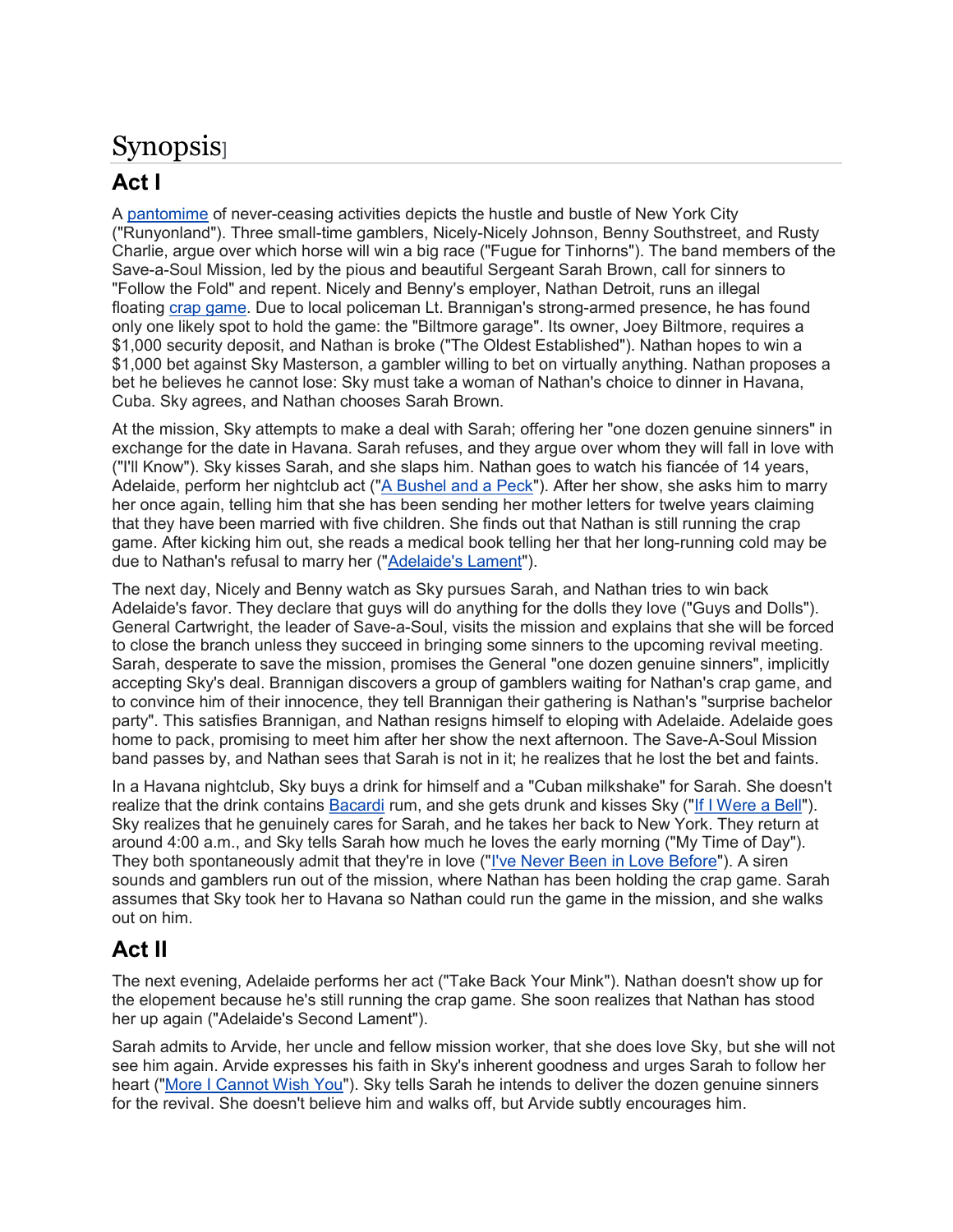# Synopsis]

## Act I

A pantomime of never-ceasing activities depicts the hustle and bustle of New York City ("Runyonland"). Three small-time gamblers, Nicely-Nicely Johnson, Benny Southstreet, and Rusty Charlie, argue over which horse will win a big race ("Fugue for Tinhorns"). The band members of the Save-a-Soul Mission, led by the pious and beautiful Sergeant Sarah Brown, call for sinners to "Follow the Fold" and repent. Nicely and Benny's employer, Nathan Detroit, runs an illegal floating crap game. Due to local policeman Lt. Brannigan's strong-armed presence, he has found only one likely spot to hold the game: the "Biltmore garage". Its owner, Joey Biltmore, requires a $1,000 security deposit, and Nathan is broke ("The Oldest Established"). Nathan hopes to win a $1,000 bet against Sky Masterson, a gambler willing to bet on virtually anything. Nathan proposes a bet he believes he cannot lose: Sky must take a woman of Nathan's choice to dinner in Havana, Cuba. Sky agrees, and Nathan chooses Sarah Brown.

At the mission, Sky attempts to make a deal with Sarah; offering her "one dozen genuine sinners" in exchange for the date in Havana. Sarah refuses, and they argue over whom they will fall in love with ("I'll Know"). Sky kisses Sarah, and she slaps him. Nathan goes to watch his fiancée of 14 years, Adelaide, perform her nightclub act ("A Bushel and a Peck"). After her show, she asks him to marry her once again, telling him that she has been sending her mother letters for twelve years claiming that they have been married with five children. She finds out that Nathan is still running the crap game. After kicking him out, she reads a medical book telling her that her long-running cold may be due to Nathan's refusal to marry her ("Adelaide's Lament").

The next day, Nicely and Benny watch as Sky pursues Sarah, and Nathan tries to win back Adelaide's favor. They declare that guys will do anything for the dolls they love ("Guys and Dolls"). General Cartwright, the leader of Save-a-Soul, visits the mission and explains that she will be forced to close the branch unless they succeed in bringing some sinners to the upcoming revival meeting. Sarah, desperate to save the mission, promises the General "one dozen genuine sinners", implicitly accepting Sky's deal. Brannigan discovers a group of gamblers waiting for Nathan's crap game, and to convince him of their innocence, they tell Brannigan their gathering is Nathan's "surprise bachelor party". This satisfies Brannigan, and Nathan resigns himself to eloping with Adelaide. Adelaide goes home to pack, promising to meet him after her show the next afternoon. The Save-A-Soul Mission band passes by, and Nathan sees that Sarah is not in it; he realizes that he lost the bet and faints.

In a Havana nightclub, Sky buys a drink for himself and a "Cuban milkshake" for Sarah. She doesn't realize that the drink contains Bacardi rum, and she gets drunk and kisses Sky ("If I Were a Bell"). Sky realizes that he genuinely cares for Sarah, and he takes her back to New York. They return at around 4:00 a.m., and Sky tells Sarah how much he loves the early morning ("My Time of Day"). They both spontaneously admit that they're in love ("I've Never Been in Love Before"). A siren sounds and gamblers run out of the mission, where Nathan has been holding the crap game. Sarah assumes that Sky took her to Havana so Nathan could run the game in the mission, and she walks out on him.

## Act II

The next evening, Adelaide performs her act ("Take Back Your Mink"). Nathan doesn't show up for the elopement because he's still running the crap game. She soon realizes that Nathan has stood her up again ("Adelaide's Second Lament").

Sarah admits to Arvide, her uncle and fellow mission worker, that she does love Sky, but she will not see him again. Arvide expresses his faith in Sky's inherent goodness and urges Sarah to follow her heart ("More I Cannot Wish You"). Sky tells Sarah he intends to deliver the dozen genuine sinners for the revival. She doesn't believe him and walks off, but Arvide subtly encourages him.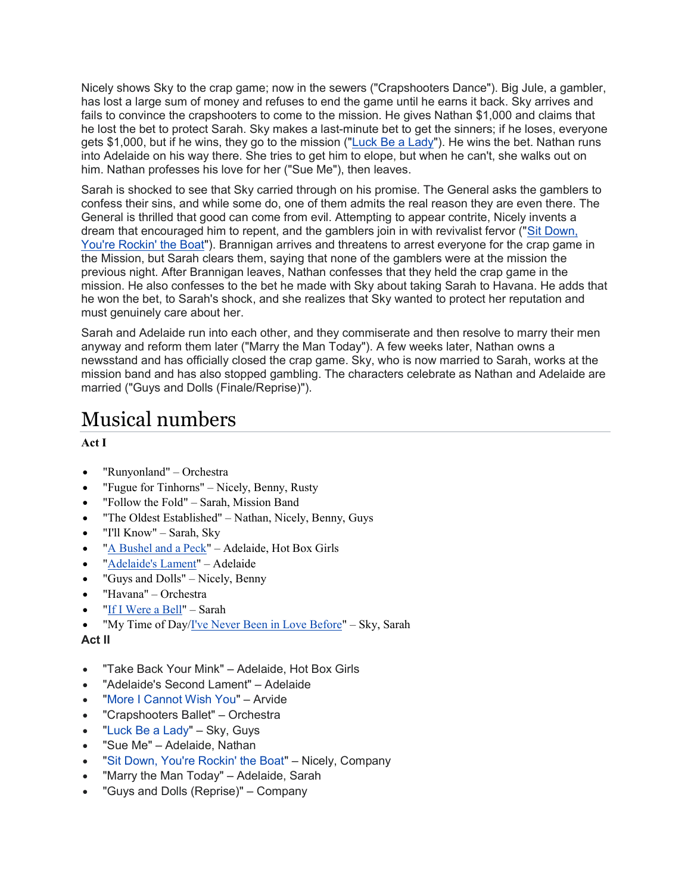Nicely shows Sky to the crap game; now in the sewers ("Crapshooters Dance"). Big Jule, a gambler, has lost a large sum of money and refuses to end the game until he earns it back. Sky arrives and fails to convince the crapshooters to come to the mission. He gives Nathan $1,000 and claims that he lost the bet to protect Sarah. Sky makes a last-minute bet to get the sinners; if he loses, everyone gets $1,000, but if he wins, they go to the mission ("Luck Be a Lady"). He wins the bet. Nathan runs into Adelaide on his way there. She tries to get him to elope, but when he can't, she walks out on him. Nathan professes his love for her ("Sue Me"), then leaves.

Sarah is shocked to see that Sky carried through on his promise. The General asks the gamblers to confess their sins, and while some do, one of them admits the real reason they are even there. The General is thrilled that good can come from evil. Attempting to appear contrite, Nicely invents a dream that encouraged him to repent, and the gamblers join in with revivalist fervor ("Sit Down, You're Rockin' the Boat"). Brannigan arrives and threatens to arrest everyone for the crap game in the Mission, but Sarah clears them, saying that none of the gamblers were at the mission the previous night. After Brannigan leaves, Nathan confesses that they held the crap game in the mission. He also confesses to the bet he made with Sky about taking Sarah to Havana. He adds that he won the bet, to Sarah's shock, and she realizes that Sky wanted to protect her reputation and must genuinely care about her.

Sarah and Adelaide run into each other, and they commiserate and then resolve to marry their men anyway and reform them later ("Marry the Man Today"). A few weeks later, Nathan owns a newsstand and has officially closed the crap game. Sky, who is now married to Sarah, works at the mission band and has also stopped gambling. The characters celebrate as Nathan and Adelaide are married ("Guys and Dolls (Finale/Reprise)").

# Musical numbers

**Act I**

- "Runyonland" – Orchestra
- "Fugue for Tinhorns" – Nicely, Benny, Rusty
- "Follow the Fold" – Sarah, Mission Band
- "The Oldest Established" – Nathan, Nicely, Benny, Guys
- "I'll Know" – Sarah, Sky
- "A Bushel and a Peck" – Adelaide, Hot Box Girls
- "Adelaide's Lament" – Adelaide
- "Guys and Dolls" – Nicely, Benny
- "Havana" – Orchestra
- "If I Were a Bell" – Sarah
- "My Time of Day/I've Never Been in Love Before" – Sky, Sarah

**Act II**

- "Take Back Your Mink" – Adelaide, Hot Box Girls
- "Adelaide's Second Lament" – Adelaide
- "More I Cannot Wish You" – Arvide
- "Crapshooters Ballet" – Orchestra
- "Luck Be a Lady" – Sky, Guys
- "Sue Me" – Adelaide, Nathan
- "Sit Down, You're Rockin' the Boat" – Nicely, Company
- "Marry the Man Today" – Adelaide, Sarah
- "Guys and Dolls (Reprise)" – Company